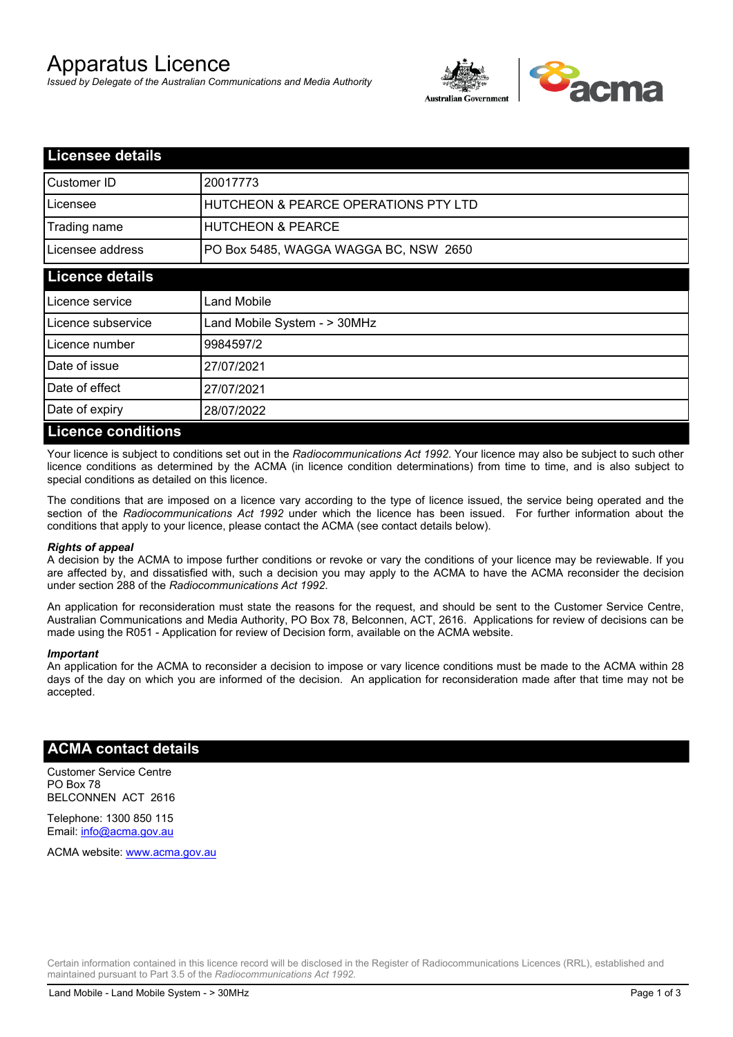# Apparatus Licence

*Issued by Delegate of the Australian Communications and Media Authority*

## Licensee details

| | |
|---|---|
| Customer ID | 20017773 |
| Licensee | HUTCHEON & PEARCE OPERATIONS PTY LTD |
| Trading name | HUTCHEON & PEARCE |
| Licensee address | PO Box 5485, WAGGA WAGGA BC, NSW 2650 |

## Licence details

| | |
|---|---|
| Licence service | Land Mobile |
| Licence subservice | Land Mobile System - > 30MHz |
| Licence number | 9984597/2 |
| Date of issue | 27/07/2021 |
| Date of effect | 27/07/2021 |
| Date of expiry | 28/07/2022 |

## Licence conditions

Your licence is subject to conditions set out in the *Radiocommunications Act 1992*. Your licence may also be subject to such other licence conditions as determined by the ACMA (in licence condition determinations) from time to time, and is also subject to special conditions as detailed on this licence.

The conditions that are imposed on a licence vary according to the type of licence issued, the service being operated and the section of the *Radiocommunications Act 1992* under which the licence has been issued. For further information about the conditions that apply to your licence, please contact the ACMA (see contact details below).

***Rights of appeal***

A decision by the ACMA to impose further conditions or revoke or vary the conditions of your licence may be reviewable. If you are affected by, and dissatisfied with, such a decision you may apply to the ACMA to have the ACMA reconsider the decision under section 288 of the *Radiocommunications Act 1992*.

An application for reconsideration must state the reasons for the request, and should be sent to the Customer Service Centre, Australian Communications and Media Authority, PO Box 78, Belconnen, ACT, 2616. Applications for review of decisions can be made using the R051 - Application for review of Decision form, available on the ACMA website.

***Important***

An application for the ACMA to reconsider a decision to impose or vary licence conditions must be made to the ACMA within 28 days of the day on which you are informed of the decision. An application for reconsideration made after that time may not be accepted.

## ACMA contact details

Customer Service Centre
PO Box 78
BELCONNEN ACT 2616

Telephone: 1300 850 115
Email: info@acma.gov.au

ACMA website: www.acma.gov.au

Certain information contained in this licence record will be disclosed in the Register of Radiocommunications Licences (RRL), established and maintained pursuant to Part 3.5 of the *Radiocommunications Act 1992.*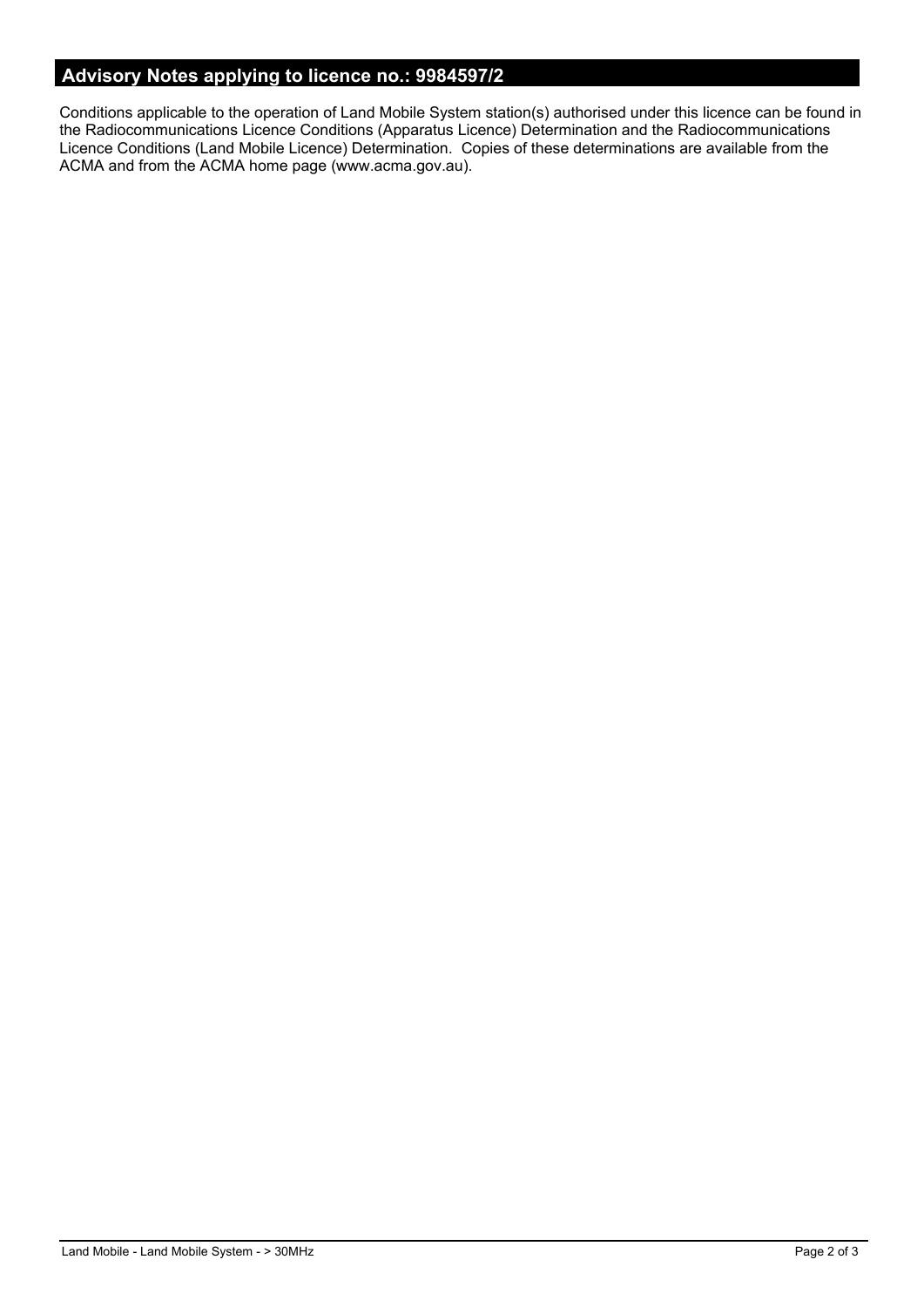## Advisory Notes applying to licence no.: 9984597/2

Conditions applicable to the operation of Land Mobile System station(s) authorised under this licence can be found in the Radiocommunications Licence Conditions (Apparatus Licence) Determination and the Radiocommunications Licence Conditions (Land Mobile Licence) Determination. Copies of these determinations are available from the ACMA and from the ACMA home page (www.acma.gov.au).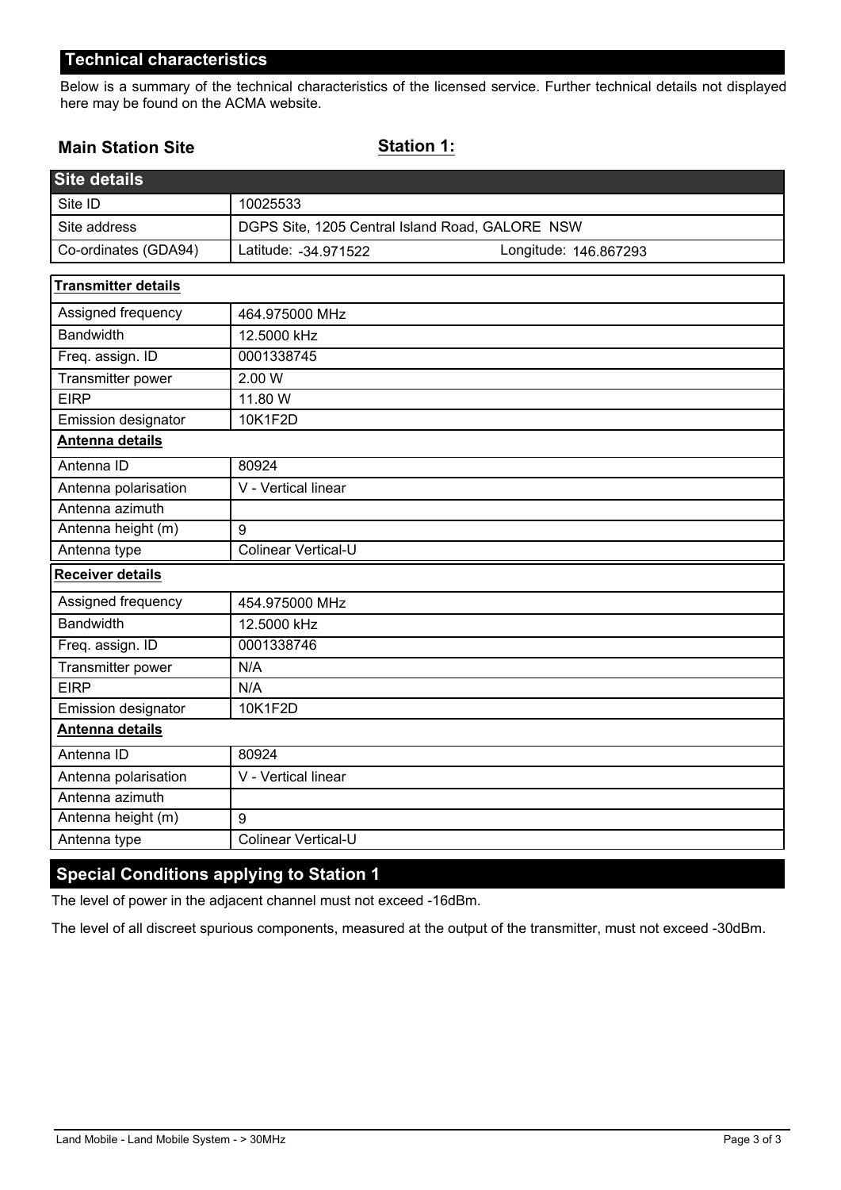## Technical characteristics

Below is a summary of the technical characteristics of the licensed service. Further technical details not displayed here may be found on the ACMA website.

**Main Station Site** **Station 1:**

### Site details

| | |
|---|---|
| Site ID | 10025533 |
| Site address | DGPS Site, 1205 Central Island Road, GALORE NSW |
| Co-ordinates (GDA94) | Latitude: -34.971522 Longitude: 146.867293 |

### Transmitter details

| | |
|---|---|
| Assigned frequency | 464.975000 MHz |
| Bandwidth | 12.5000 kHz |
| Freq. assign. ID | 0001338745 |
| Transmitter power | 2.00 W |
| EIRP | 11.80 W |
| Emission designator | 10K1F2D |
| **Antenna details** | |
| Antenna ID | 80924 |
| Antenna polarisation | V - Vertical linear |
| Antenna azimuth | |
| Antenna height (m) | 9 |
| Antenna type | Colinear Vertical-U |

### Receiver details

| | |
|---|---|
| Assigned frequency | 454.975000 MHz |
| Bandwidth | 12.5000 kHz |
| Freq. assign. ID | 0001338746 |
| Transmitter power | N/A |
| EIRP | N/A |
| Emission designator | 10K1F2D |
| **Antenna details** | |
| Antenna ID | 80924 |
| Antenna polarisation | V - Vertical linear |
| Antenna azimuth | |
| Antenna height (m) | 9 |
| Antenna type | Colinear Vertical-U |

## Special Conditions applying to Station 1

The level of power in the adjacent channel must not exceed -16dBm.

The level of all discreet spurious components, measured at the output of the transmitter, must not exceed -30dBm.